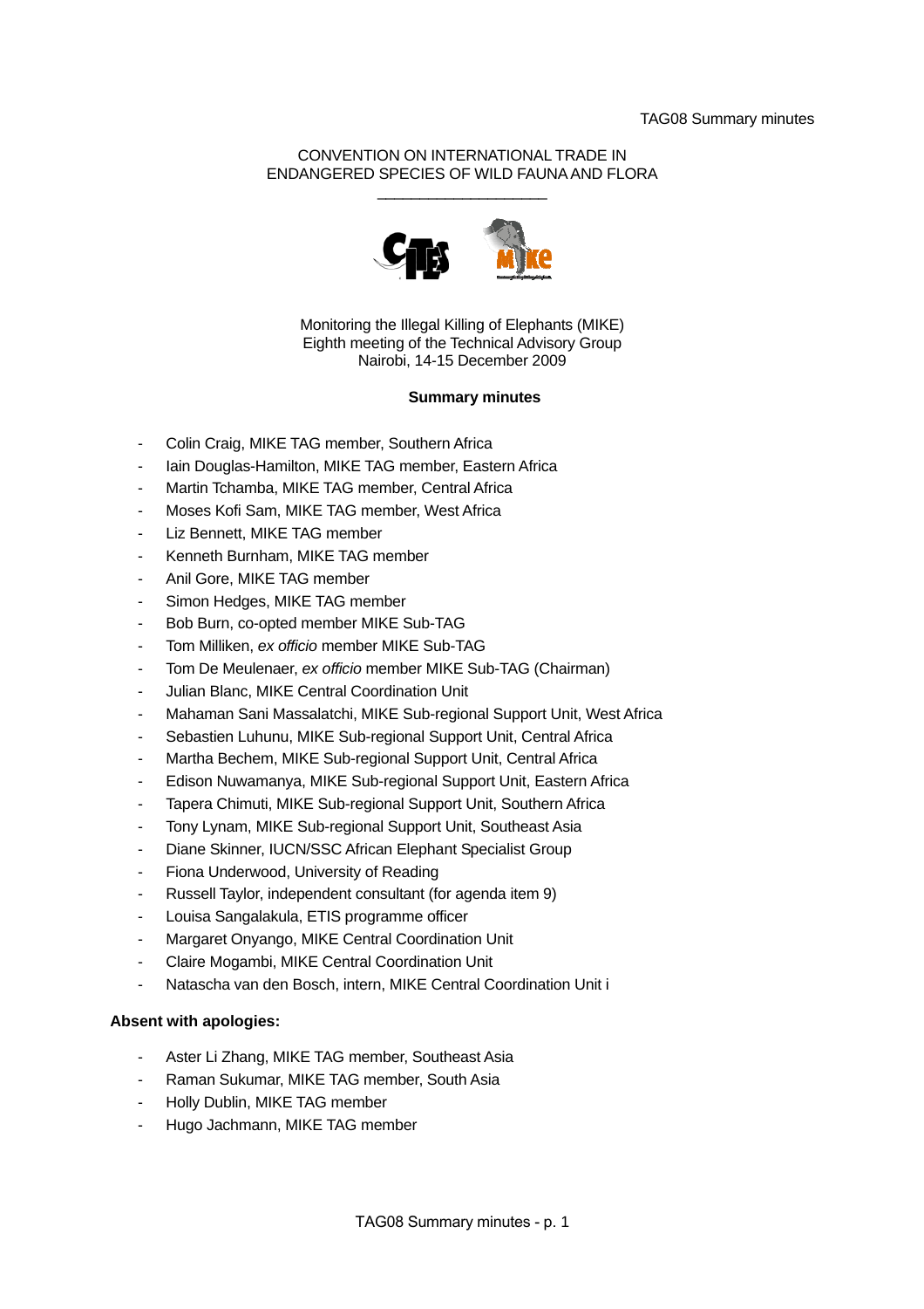CONVENTION ON INTERNATIONAL TRADE IN
ENDANGERED SPECIES OF WILD FAUNA AND FLORA

\_\_\_\_\_\_\_\_\_\_\_\_\_\_\_\_\_\_\_\_

Monitoring the Illegal Killing of Elephants (MIKE)
Eighth meeting of the Technical Advisory Group
Nairobi, 14-15 December 2009

**Summary minutes**

- Colin Craig, MIKE TAG member, Southern Africa
- Iain Douglas-Hamilton, MIKE TAG member, Eastern Africa
- Martin Tchamba, MIKE TAG member, Central Africa
- Moses Kofi Sam, MIKE TAG member, West Africa
- Liz Bennett, MIKE TAG member
- Kenneth Burnham, MIKE TAG member
- Anil Gore, MIKE TAG member
- Simon Hedges, MIKE TAG member
- Bob Burn, co-opted member MIKE Sub-TAG
- Tom Milliken, *ex officio* member MIKE Sub-TAG
- Tom De Meulenaer, *ex officio* member MIKE Sub-TAG (Chairman)
- Julian Blanc, MIKE Central Coordination Unit
- Mahaman Sani Massalatchi, MIKE Sub-regional Support Unit, West Africa
- Sebastien Luhunu, MIKE Sub-regional Support Unit, Central Africa
- Martha Bechem, MIKE Sub-regional Support Unit, Central Africa
- Edison Nuwamanya, MIKE Sub-regional Support Unit, Eastern Africa
- Tapera Chimuti, MIKE Sub-regional Support Unit, Southern Africa
- Tony Lynam, MIKE Sub-regional Support Unit, Southeast Asia
- Diane Skinner, IUCN/SSC African Elephant Specialist Group
- Fiona Underwood, University of Reading
- Russell Taylor, independent consultant (for agenda item 9)
- Louisa Sangalakula, ETIS programme officer
- Margaret Onyango, MIKE Central Coordination Unit
- Claire Mogambi, MIKE Central Coordination Unit
- Natascha van den Bosch, intern, MIKE Central Coordination Unit i

**Absent with apologies:**

- Aster Li Zhang, MIKE TAG member, Southeast Asia
- Raman Sukumar, MIKE TAG member, South Asia
- Holly Dublin, MIKE TAG member
- Hugo Jachmann, MIKE TAG member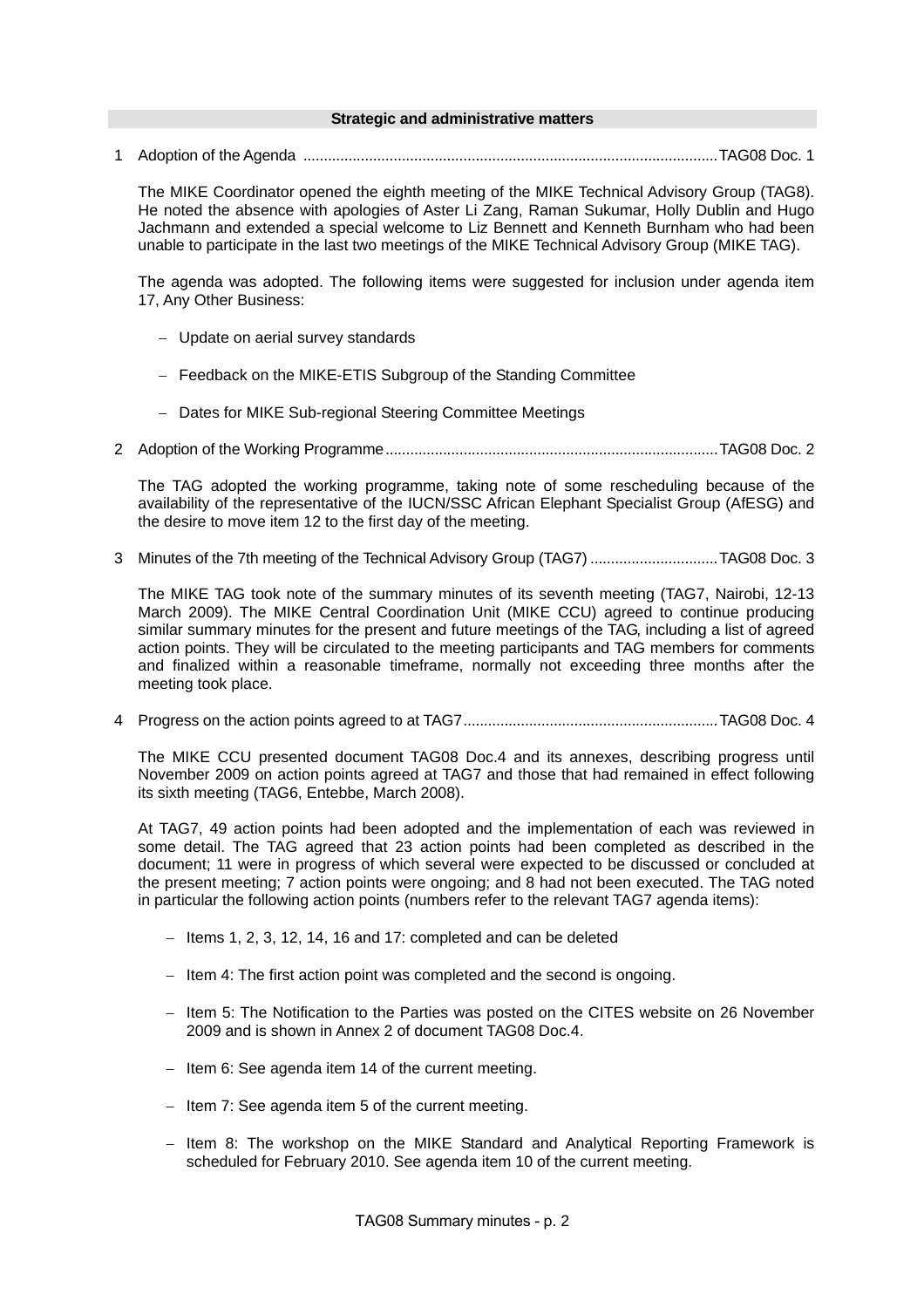## Strategic and administrative matters

1 Adoption of the Agenda ........................................................................................................ TAG08 Doc. 1

The MIKE Coordinator opened the eighth meeting of the MIKE Technical Advisory Group (TAG8). He noted the absence with apologies of Aster Li Zang, Raman Sukumar, Holly Dublin and Hugo Jachmann and extended a special welcome to Liz Bennett and Kenneth Burnham who had been unable to participate in the last two meetings of the MIKE Technical Advisory Group (MIKE TAG).

The agenda was adopted. The following items were suggested for inclusion under agenda item 17, Any Other Business:

- Update on aerial survey standards
- Feedback on the MIKE-ETIS Subgroup of the Standing Committee
- Dates for MIKE Sub-regional Steering Committee Meetings

2 Adoption of the Working Programme ................................................................................ TAG08 Doc. 2

The TAG adopted the working programme, taking note of some rescheduling because of the availability of the representative of the IUCN/SSC African Elephant Specialist Group (AfESG) and the desire to move item 12 to the first day of the meeting.

3 Minutes of the 7th meeting of the Technical Advisory Group (TAG7) ............................... TAG08 Doc. 3

The MIKE TAG took note of the summary minutes of its seventh meeting (TAG7, Nairobi, 12-13 March 2009). The MIKE Central Coordination Unit (MIKE CCU) agreed to continue producing similar summary minutes for the present and future meetings of the TAG, including a list of agreed action points. They will be circulated to the meeting participants and TAG members for comments and finalized within a reasonable timeframe, normally not exceeding three months after the meeting took place.

4 Progress on the action points agreed to at TAG7 ............................................................. TAG08 Doc. 4

The MIKE CCU presented document TAG08 Doc.4 and its annexes, describing progress until November 2009 on action points agreed at TAG7 and those that had remained in effect following its sixth meeting (TAG6, Entebbe, March 2008).

At TAG7, 49 action points had been adopted and the implementation of each was reviewed in some detail. The TAG agreed that 23 action points had been completed as described in the document; 11 were in progress of which several were expected to be discussed or concluded at the present meeting; 7 action points were ongoing; and 8 had not been executed. The TAG noted in particular the following action points (numbers refer to the relevant TAG7 agenda items):

- Items 1, 2, 3, 12, 14, 16 and 17: completed and can be deleted
- Item 4: The first action point was completed and the second is ongoing.
- Item 5: The Notification to the Parties was posted on the CITES website on 26 November 2009 and is shown in Annex 2 of document TAG08 Doc.4.
- Item 6: See agenda item 14 of the current meeting.
- Item 7: See agenda item 5 of the current meeting.
- Item 8: The workshop on the MIKE Standard and Analytical Reporting Framework is scheduled for February 2010. See agenda item 10 of the current meeting.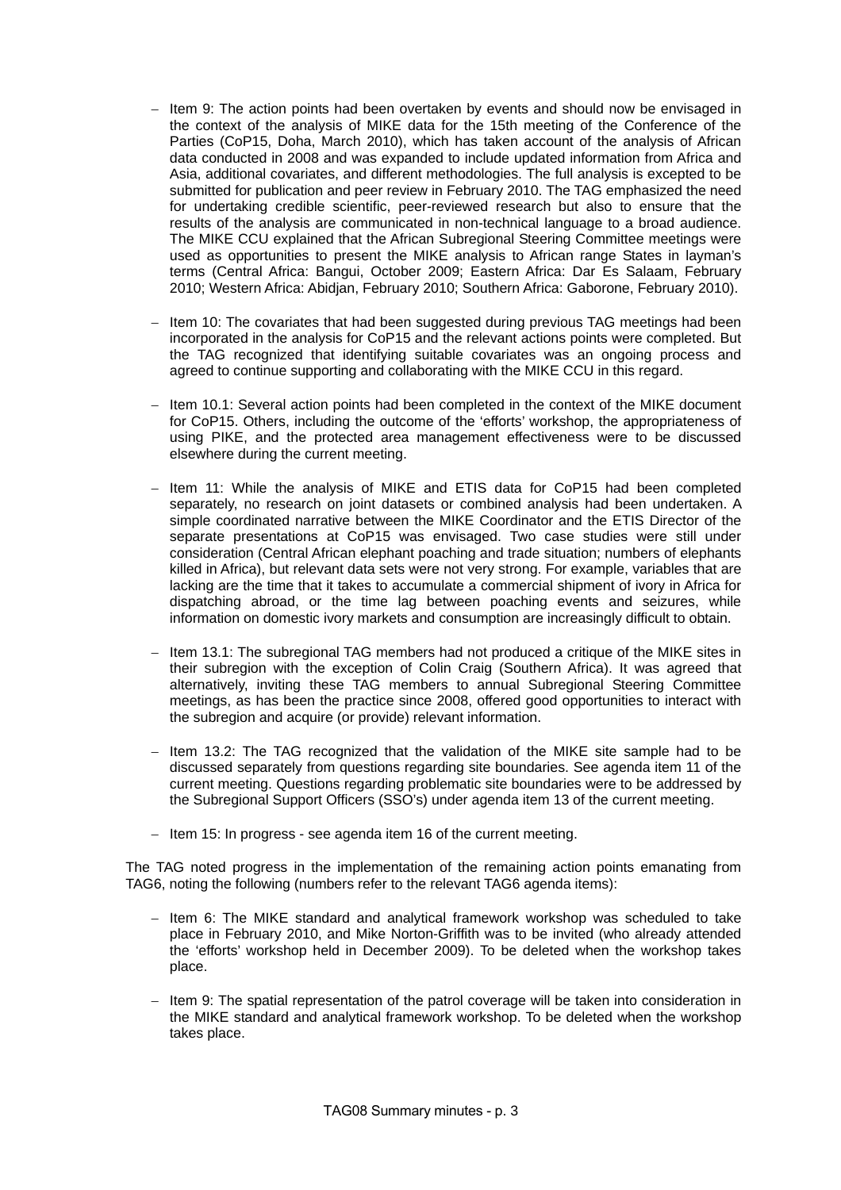- Item 9: The action points had been overtaken by events and should now be envisaged in the context of the analysis of MIKE data for the 15th meeting of the Conference of the Parties (CoP15, Doha, March 2010), which has taken account of the analysis of African data conducted in 2008 and was expanded to include updated information from Africa and Asia, additional covariates, and different methodologies. The full analysis is excepted to be submitted for publication and peer review in February 2010. The TAG emphasized the need for undertaking credible scientific, peer-reviewed research but also to ensure that the results of the analysis are communicated in non-technical language to a broad audience. The MIKE CCU explained that the African Subregional Steering Committee meetings were used as opportunities to present the MIKE analysis to African range States in layman's terms (Central Africa: Bangui, October 2009; Eastern Africa: Dar Es Salaam, February 2010; Western Africa: Abidjan, February 2010; Southern Africa: Gaborone, February 2010).

- Item 10: The covariates that had been suggested during previous TAG meetings had been incorporated in the analysis for CoP15 and the relevant actions points were completed. But the TAG recognized that identifying suitable covariates was an ongoing process and agreed to continue supporting and collaborating with the MIKE CCU in this regard.

- Item 10.1: Several action points had been completed in the context of the MIKE document for CoP15. Others, including the outcome of the 'efforts' workshop, the appropriateness of using PIKE, and the protected area management effectiveness were to be discussed elsewhere during the current meeting.

- Item 11: While the analysis of MIKE and ETIS data for CoP15 had been completed separately, no research on joint datasets or combined analysis had been undertaken. A simple coordinated narrative between the MIKE Coordinator and the ETIS Director of the separate presentations at CoP15 was envisaged. Two case studies were still under consideration (Central African elephant poaching and trade situation; numbers of elephants killed in Africa), but relevant data sets were not very strong. For example, variables that are lacking are the time that it takes to accumulate a commercial shipment of ivory in Africa for dispatching abroad, or the time lag between poaching events and seizures, while information on domestic ivory markets and consumption are increasingly difficult to obtain.

- Item 13.1: The subregional TAG members had not produced a critique of the MIKE sites in their subregion with the exception of Colin Craig (Southern Africa). It was agreed that alternatively, inviting these TAG members to annual Subregional Steering Committee meetings, as has been the practice since 2008, offered good opportunities to interact with the subregion and acquire (or provide) relevant information.

- Item 13.2: The TAG recognized that the validation of the MIKE site sample had to be discussed separately from questions regarding site boundaries. See agenda item 11 of the current meeting. Questions regarding problematic site boundaries were to be addressed by the Subregional Support Officers (SSO's) under agenda item 13 of the current meeting.

- Item 15: In progress - see agenda item 16 of the current meeting.

The TAG noted progress in the implementation of the remaining action points emanating from TAG6, noting the following (numbers refer to the relevant TAG6 agenda items):

- Item 6: The MIKE standard and analytical framework workshop was scheduled to take place in February 2010, and Mike Norton-Griffith was to be invited (who already attended the 'efforts' workshop held in December 2009). To be deleted when the workshop takes place.

- Item 9: The spatial representation of the patrol coverage will be taken into consideration in the MIKE standard and analytical framework workshop. To be deleted when the workshop takes place.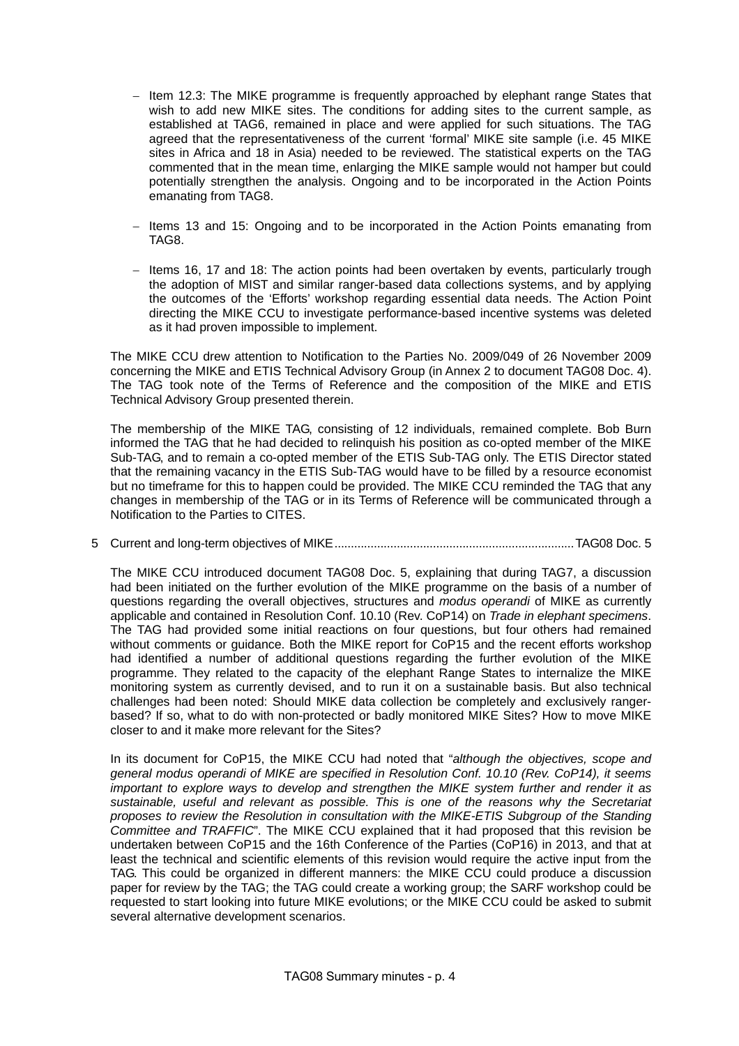- Item 12.3: The MIKE programme is frequently approached by elephant range States that wish to add new MIKE sites. The conditions for adding sites to the current sample, as established at TAG6, remained in place and were applied for such situations. The TAG agreed that the representativeness of the current 'formal' MIKE site sample (i.e. 45 MIKE sites in Africa and 18 in Asia) needed to be reviewed. The statistical experts on the TAG commented that in the mean time, enlarging the MIKE sample would not hamper but could potentially strengthen the analysis. Ongoing and to be incorporated in the Action Points emanating from TAG8.

- Items 13 and 15: Ongoing and to be incorporated in the Action Points emanating from TAG8.

- Items 16, 17 and 18: The action points had been overtaken by events, particularly trough the adoption of MIST and similar ranger-based data collections systems, and by applying the outcomes of the 'Efforts' workshop regarding essential data needs. The Action Point directing the MIKE CCU to investigate performance-based incentive systems was deleted as it had proven impossible to implement.

The MIKE CCU drew attention to Notification to the Parties No. 2009/049 of 26 November 2009 concerning the MIKE and ETIS Technical Advisory Group (in Annex 2 to document TAG08 Doc. 4). The TAG took note of the Terms of Reference and the composition of the MIKE and ETIS Technical Advisory Group presented therein.

The membership of the MIKE TAG, consisting of 12 individuals, remained complete. Bob Burn informed the TAG that he had decided to relinquish his position as co-opted member of the MIKE Sub-TAG, and to remain a co-opted member of the ETIS Sub-TAG only. The ETIS Director stated that the remaining vacancy in the ETIS Sub-TAG would have to be filled by a resource economist but no timeframe for this to happen could be provided. The MIKE CCU reminded the TAG that any changes in membership of the TAG or in its Terms of Reference will be communicated through a Notification to the Parties to CITES.

5 Current and long-term objectives of MIKE........................................................................TAG08 Doc. 5

The MIKE CCU introduced document TAG08 Doc. 5, explaining that during TAG7, a discussion had been initiated on the further evolution of the MIKE programme on the basis of a number of questions regarding the overall objectives, structures and *modus operandi* of MIKE as currently applicable and contained in Resolution Conf. 10.10 (Rev. CoP14) on *Trade in elephant specimens*. The TAG had provided some initial reactions on four questions, but four others had remained without comments or guidance. Both the MIKE report for CoP15 and the recent efforts workshop had identified a number of additional questions regarding the further evolution of the MIKE programme. They related to the capacity of the elephant Range States to internalize the MIKE monitoring system as currently devised, and to run it on a sustainable basis. But also technical challenges had been noted: Should MIKE data collection be completely and exclusively ranger-based? If so, what to do with non-protected or badly monitored MIKE Sites? How to move MIKE closer to and it make more relevant for the Sites?

In its document for CoP15, the MIKE CCU had noted that "*although the objectives, scope and general modus operandi of MIKE are specified in Resolution Conf. 10.10 (Rev. CoP14), it seems important to explore ways to develop and strengthen the MIKE system further and render it as sustainable, useful and relevant as possible. This is one of the reasons why the Secretariat proposes to review the Resolution in consultation with the MIKE-ETIS Subgroup of the Standing Committee and TRAFFIC*". The MIKE CCU explained that it had proposed that this revision be undertaken between CoP15 and the 16th Conference of the Parties (CoP16) in 2013, and that at least the technical and scientific elements of this revision would require the active input from the TAG. This could be organized in different manners: the MIKE CCU could produce a discussion paper for review by the TAG; the TAG could create a working group; the SARF workshop could be requested to start looking into future MIKE evolutions; or the MIKE CCU could be asked to submit several alternative development scenarios.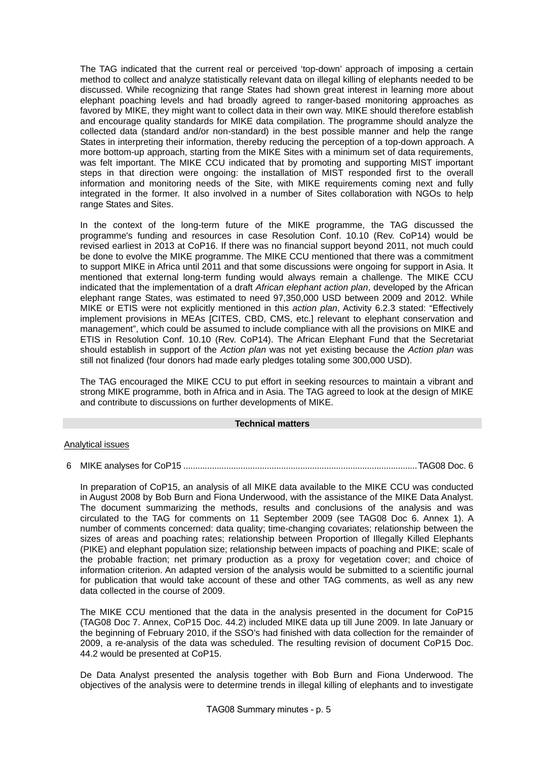The TAG indicated that the current real or perceived 'top-down' approach of imposing a certain method to collect and analyze statistically relevant data on illegal killing of elephants needed to be discussed. While recognizing that range States had shown great interest in learning more about elephant poaching levels and had broadly agreed to ranger-based monitoring approaches as favored by MIKE, they might want to collect data in their own way. MIKE should therefore establish and encourage quality standards for MIKE data compilation. The programme should analyze the collected data (standard and/or non-standard) in the best possible manner and help the range States in interpreting their information, thereby reducing the perception of a top-down approach. A more bottom-up approach, starting from the MIKE Sites with a minimum set of data requirements, was felt important. The MIKE CCU indicated that by promoting and supporting MIST important steps in that direction were ongoing: the installation of MIST responded first to the overall information and monitoring needs of the Site, with MIKE requirements coming next and fully integrated in the former. It also involved in a number of Sites collaboration with NGOs to help range States and Sites.

In the context of the long-term future of the MIKE programme, the TAG discussed the programme's funding and resources in case Resolution Conf. 10.10 (Rev. CoP14) would be revised earliest in 2013 at CoP16. If there was no financial support beyond 2011, not much could be done to evolve the MIKE programme. The MIKE CCU mentioned that there was a commitment to support MIKE in Africa until 2011 and that some discussions were ongoing for support in Asia. It mentioned that external long-term funding would always remain a challenge. The MIKE CCU indicated that the implementation of a draft *African elephant action plan*, developed by the African elephant range States, was estimated to need 97,350,000 USD between 2009 and 2012. While MIKE or ETIS were not explicitly mentioned in this *action plan*, Activity 6.2.3 stated: "Effectively implement provisions in MEAs [CITES, CBD, CMS, etc.] relevant to elephant conservation and management", which could be assumed to include compliance with all the provisions on MIKE and ETIS in Resolution Conf. 10.10 (Rev. CoP14). The African Elephant Fund that the Secretariat should establish in support of the *Action plan* was not yet existing because the *Action plan* was still not finalized (four donors had made early pledges totaling some 300,000 USD).

The TAG encouraged the MIKE CCU to put effort in seeking resources to maintain a vibrant and strong MIKE programme, both in Africa and in Asia. The TAG agreed to look at the design of MIKE and contribute to discussions on further developments of MIKE.

## Technical matters

Analytical issues

6 MIKE analyses for CoP15 ............................................................................................. TAG08 Doc. 6

In preparation of CoP15, an analysis of all MIKE data available to the MIKE CCU was conducted in August 2008 by Bob Burn and Fiona Underwood, with the assistance of the MIKE Data Analyst. The document summarizing the methods, results and conclusions of the analysis and was circulated to the TAG for comments on 11 September 2009 (see TAG08 Doc 6. Annex 1). A number of comments concerned: data quality; time-changing covariates; relationship between the sizes of areas and poaching rates; relationship between Proportion of Illegally Killed Elephants (PIKE) and elephant population size; relationship between impacts of poaching and PIKE; scale of the probable fraction; net primary production as a proxy for vegetation cover; and choice of information criterion. An adapted version of the analysis would be submitted to a scientific journal for publication that would take account of these and other TAG comments, as well as any new data collected in the course of 2009.

The MIKE CCU mentioned that the data in the analysis presented in the document for CoP15 (TAG08 Doc 7. Annex, CoP15 Doc. 44.2) included MIKE data up till June 2009. In late January or the beginning of February 2010, if the SSO's had finished with data collection for the remainder of 2009, a re-analysis of the data was scheduled. The resulting revision of document CoP15 Doc. 44.2 would be presented at CoP15.

De Data Analyst presented the analysis together with Bob Burn and Fiona Underwood. The objectives of the analysis were to determine trends in illegal killing of elephants and to investigate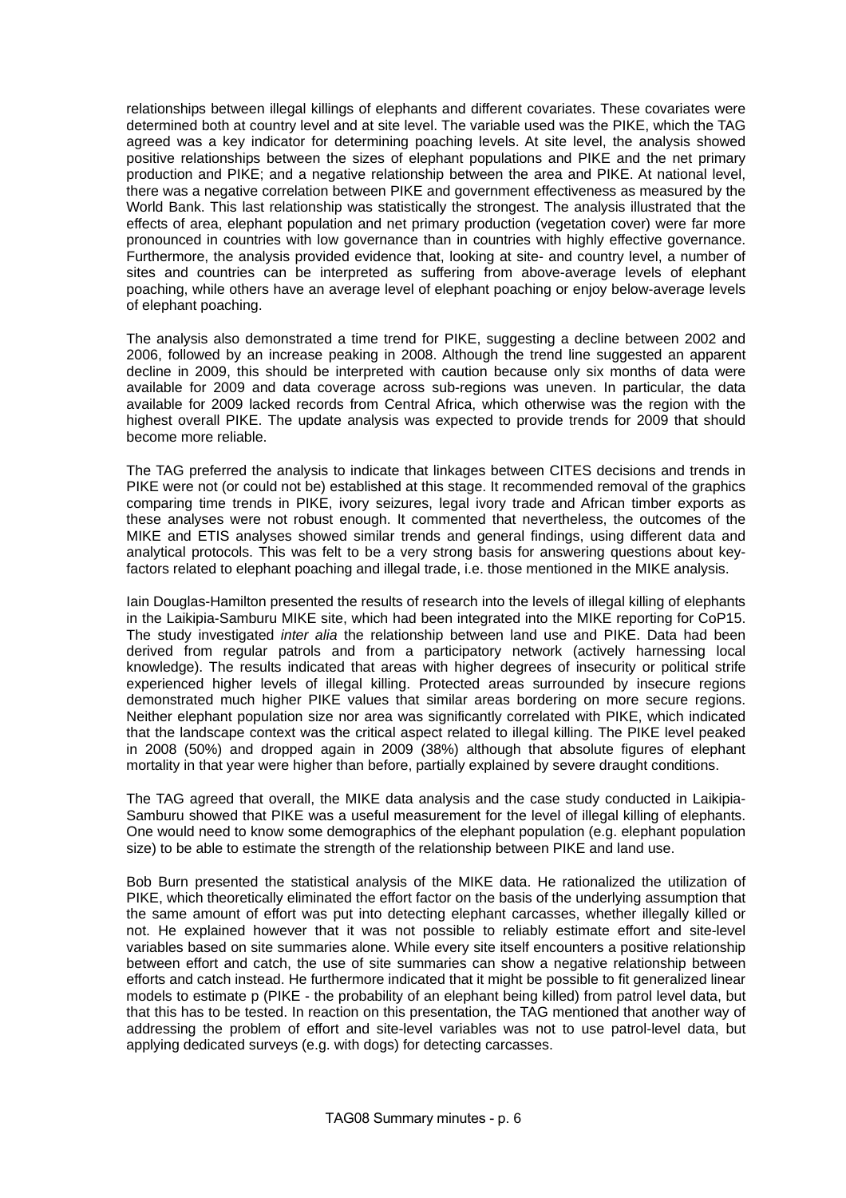relationships between illegal killings of elephants and different covariates. These covariates were determined both at country level and at site level. The variable used was the PIKE, which the TAG agreed was a key indicator for determining poaching levels. At site level, the analysis showed positive relationships between the sizes of elephant populations and PIKE and the net primary production and PIKE; and a negative relationship between the area and PIKE. At national level, there was a negative correlation between PIKE and government effectiveness as measured by the World Bank. This last relationship was statistically the strongest. The analysis illustrated that the effects of area, elephant population and net primary production (vegetation cover) were far more pronounced in countries with low governance than in countries with highly effective governance. Furthermore, the analysis provided evidence that, looking at site- and country level, a number of sites and countries can be interpreted as suffering from above-average levels of elephant poaching, while others have an average level of elephant poaching or enjoy below-average levels of elephant poaching.

The analysis also demonstrated a time trend for PIKE, suggesting a decline between 2002 and 2006, followed by an increase peaking in 2008. Although the trend line suggested an apparent decline in 2009, this should be interpreted with caution because only six months of data were available for 2009 and data coverage across sub-regions was uneven. In particular, the data available for 2009 lacked records from Central Africa, which otherwise was the region with the highest overall PIKE. The update analysis was expected to provide trends for 2009 that should become more reliable.

The TAG preferred the analysis to indicate that linkages between CITES decisions and trends in PIKE were not (or could not be) established at this stage. It recommended removal of the graphics comparing time trends in PIKE, ivory seizures, legal ivory trade and African timber exports as these analyses were not robust enough. It commented that nevertheless, the outcomes of the MIKE and ETIS analyses showed similar trends and general findings, using different data and analytical protocols. This was felt to be a very strong basis for answering questions about key-factors related to elephant poaching and illegal trade, i.e. those mentioned in the MIKE analysis.

Iain Douglas-Hamilton presented the results of research into the levels of illegal killing of elephants in the Laikipia-Samburu MIKE site, which had been integrated into the MIKE reporting for CoP15. The study investigated *inter alia* the relationship between land use and PIKE. Data had been derived from regular patrols and from a participatory network (actively harnessing local knowledge). The results indicated that areas with higher degrees of insecurity or political strife experienced higher levels of illegal killing. Protected areas surrounded by insecure regions demonstrated much higher PIKE values that similar areas bordering on more secure regions. Neither elephant population size nor area was significantly correlated with PIKE, which indicated that the landscape context was the critical aspect related to illegal killing. The PIKE level peaked in 2008 (50%) and dropped again in 2009 (38%) although that absolute figures of elephant mortality in that year were higher than before, partially explained by severe draught conditions.

The TAG agreed that overall, the MIKE data analysis and the case study conducted in Laikipia-Samburu showed that PIKE was a useful measurement for the level of illegal killing of elephants. One would need to know some demographics of the elephant population (e.g. elephant population size) to be able to estimate the strength of the relationship between PIKE and land use.

Bob Burn presented the statistical analysis of the MIKE data. He rationalized the utilization of PIKE, which theoretically eliminated the effort factor on the basis of the underlying assumption that the same amount of effort was put into detecting elephant carcasses, whether illegally killed or not. He explained however that it was not possible to reliably estimate effort and site-level variables based on site summaries alone. While every site itself encounters a positive relationship between effort and catch, the use of site summaries can show a negative relationship between efforts and catch instead. He furthermore indicated that it might be possible to fit generalized linear models to estimate p (PIKE - the probability of an elephant being killed) from patrol level data, but that this has to be tested. In reaction on this presentation, the TAG mentioned that another way of addressing the problem of effort and site-level variables was not to use patrol-level data, but applying dedicated surveys (e.g. with dogs) for detecting carcasses.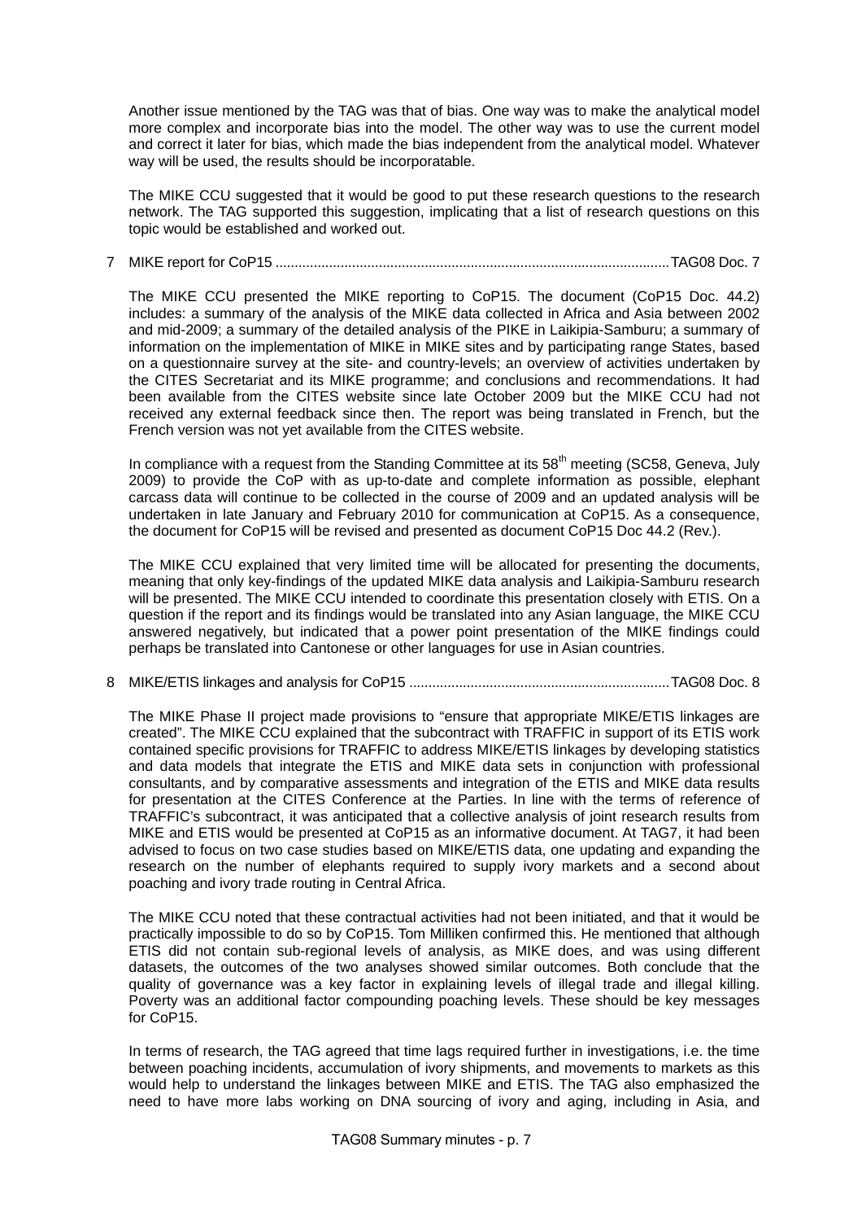Another issue mentioned by the TAG was that of bias. One way was to make the analytical model more complex and incorporate bias into the model. The other way was to use the current model and correct it later for bias, which made the bias independent from the analytical model. Whatever way will be used, the results should be incorporatable.

The MIKE CCU suggested that it would be good to put these research questions to the research network. The TAG supported this suggestion, implicating that a list of research questions on this topic would be established and worked out.

7 MIKE report for CoP15 ...................................................................................................... TAG08 Doc. 7

The MIKE CCU presented the MIKE reporting to CoP15. The document (CoP15 Doc. 44.2) includes: a summary of the analysis of the MIKE data collected in Africa and Asia between 2002 and mid-2009; a summary of the detailed analysis of the PIKE in Laikipia-Samburu; a summary of information on the implementation of MIKE in MIKE sites and by participating range States, based on a questionnaire survey at the site- and country-levels; an overview of activities undertaken by the CITES Secretariat and its MIKE programme; and conclusions and recommendations. It had been available from the CITES website since late October 2009 but the MIKE CCU had not received any external feedback since then. The report was being translated in French, but the French version was not yet available from the CITES website.

In compliance with a request from the Standing Committee at its 58th meeting (SC58, Geneva, July 2009) to provide the CoP with as up-to-date and complete information as possible, elephant carcass data will continue to be collected in the course of 2009 and an updated analysis will be undertaken in late January and February 2010 for communication at CoP15. As a consequence, the document for CoP15 will be revised and presented as document CoP15 Doc 44.2 (Rev.).

The MIKE CCU explained that very limited time will be allocated for presenting the documents, meaning that only key-findings of the updated MIKE data analysis and Laikipia-Samburu research will be presented. The MIKE CCU intended to coordinate this presentation closely with ETIS. On a question if the report and its findings would be translated into any Asian language, the MIKE CCU answered negatively, but indicated that a power point presentation of the MIKE findings could perhaps be translated into Cantonese or other languages for use in Asian countries.

8 MIKE/ETIS linkages and analysis for CoP15 ................................................................... TAG08 Doc. 8

The MIKE Phase II project made provisions to "ensure that appropriate MIKE/ETIS linkages are created". The MIKE CCU explained that the subcontract with TRAFFIC in support of its ETIS work contained specific provisions for TRAFFIC to address MIKE/ETIS linkages by developing statistics and data models that integrate the ETIS and MIKE data sets in conjunction with professional consultants, and by comparative assessments and integration of the ETIS and MIKE data results for presentation at the CITES Conference at the Parties. In line with the terms of reference of TRAFFIC's subcontract, it was anticipated that a collective analysis of joint research results from MIKE and ETIS would be presented at CoP15 as an informative document. At TAG7, it had been advised to focus on two case studies based on MIKE/ETIS data, one updating and expanding the research on the number of elephants required to supply ivory markets and a second about poaching and ivory trade routing in Central Africa.

The MIKE CCU noted that these contractual activities had not been initiated, and that it would be practically impossible to do so by CoP15. Tom Milliken confirmed this. He mentioned that although ETIS did not contain sub-regional levels of analysis, as MIKE does, and was using different datasets, the outcomes of the two analyses showed similar outcomes. Both conclude that the quality of governance was a key factor in explaining levels of illegal trade and illegal killing. Poverty was an additional factor compounding poaching levels. These should be key messages for CoP15.

In terms of research, the TAG agreed that time lags required further in investigations, i.e. the time between poaching incidents, accumulation of ivory shipments, and movements to markets as this would help to understand the linkages between MIKE and ETIS. The TAG also emphasized the need to have more labs working on DNA sourcing of ivory and aging, including in Asia, and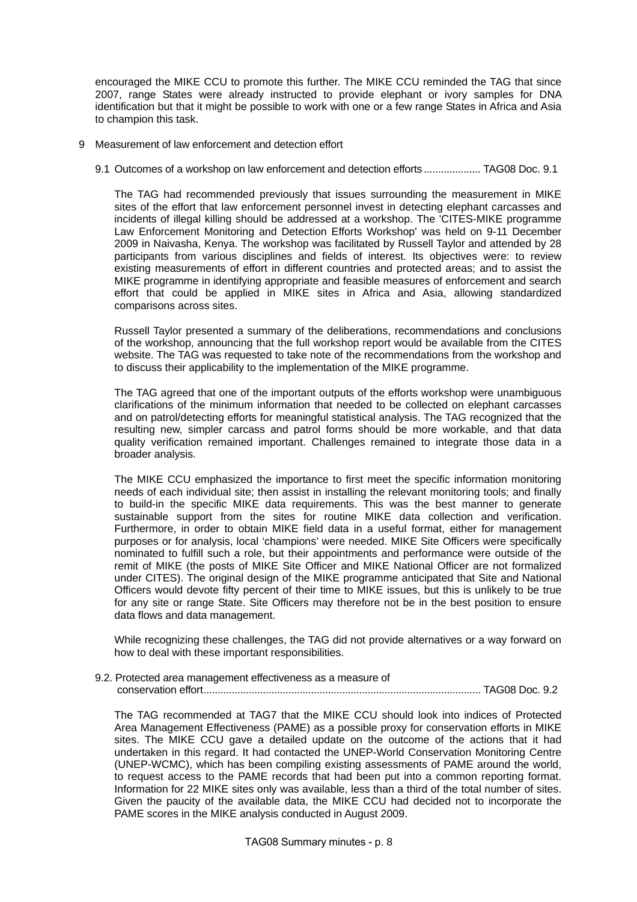encouraged the MIKE CCU to promote this further. The MIKE CCU reminded the TAG that since 2007, range States were already instructed to provide elephant or ivory samples for DNA identification but that it might be possible to work with one or a few range States in Africa and Asia to champion this task.

9 Measurement of law enforcement and detection effort

9.1 Outcomes of a workshop on law enforcement and detection efforts .................... TAG08 Doc. 9.1

The TAG had recommended previously that issues surrounding the measurement in MIKE sites of the effort that law enforcement personnel invest in detecting elephant carcasses and incidents of illegal killing should be addressed at a workshop. The 'CITES-MIKE programme Law Enforcement Monitoring and Detection Efforts Workshop' was held on 9-11 December 2009 in Naivasha, Kenya. The workshop was facilitated by Russell Taylor and attended by 28 participants from various disciplines and fields of interest. Its objectives were: to review existing measurements of effort in different countries and protected areas; and to assist the MIKE programme in identifying appropriate and feasible measures of enforcement and search effort that could be applied in MIKE sites in Africa and Asia, allowing standardized comparisons across sites.

Russell Taylor presented a summary of the deliberations, recommendations and conclusions of the workshop, announcing that the full workshop report would be available from the CITES website. The TAG was requested to take note of the recommendations from the workshop and to discuss their applicability to the implementation of the MIKE programme.

The TAG agreed that one of the important outputs of the efforts workshop were unambiguous clarifications of the minimum information that needed to be collected on elephant carcasses and on patrol/detecting efforts for meaningful statistical analysis. The TAG recognized that the resulting new, simpler carcass and patrol forms should be more workable, and that data quality verification remained important. Challenges remained to integrate those data in a broader analysis.

The MIKE CCU emphasized the importance to first meet the specific information monitoring needs of each individual site; then assist in installing the relevant monitoring tools; and finally to build-in the specific MIKE data requirements. This was the best manner to generate sustainable support from the sites for routine MIKE data collection and verification. Furthermore, in order to obtain MIKE field data in a useful format, either for management purposes or for analysis, local 'champions' were needed. MIKE Site Officers were specifically nominated to fulfill such a role, but their appointments and performance were outside of the remit of MIKE (the posts of MIKE Site Officer and MIKE National Officer are not formalized under CITES). The original design of the MIKE programme anticipated that Site and National Officers would devote fifty percent of their time to MIKE issues, but this is unlikely to be true for any site or range State. Site Officers may therefore not be in the best position to ensure data flows and data management.

While recognizing these challenges, the TAG did not provide alternatives or a way forward on how to deal with these important responsibilities.

9.2. Protected area management effectiveness as a measure of conservation effort................................................................................................ TAG08 Doc. 9.2

The TAG recommended at TAG7 that the MIKE CCU should look into indices of Protected Area Management Effectiveness (PAME) as a possible proxy for conservation efforts in MIKE sites. The MIKE CCU gave a detailed update on the outcome of the actions that it had undertaken in this regard. It had contacted the UNEP-World Conservation Monitoring Centre (UNEP-WCMC), which has been compiling existing assessments of PAME around the world, to request access to the PAME records that had been put into a common reporting format. Information for 22 MIKE sites only was available, less than a third of the total number of sites. Given the paucity of the available data, the MIKE CCU had decided not to incorporate the PAME scores in the MIKE analysis conducted in August 2009.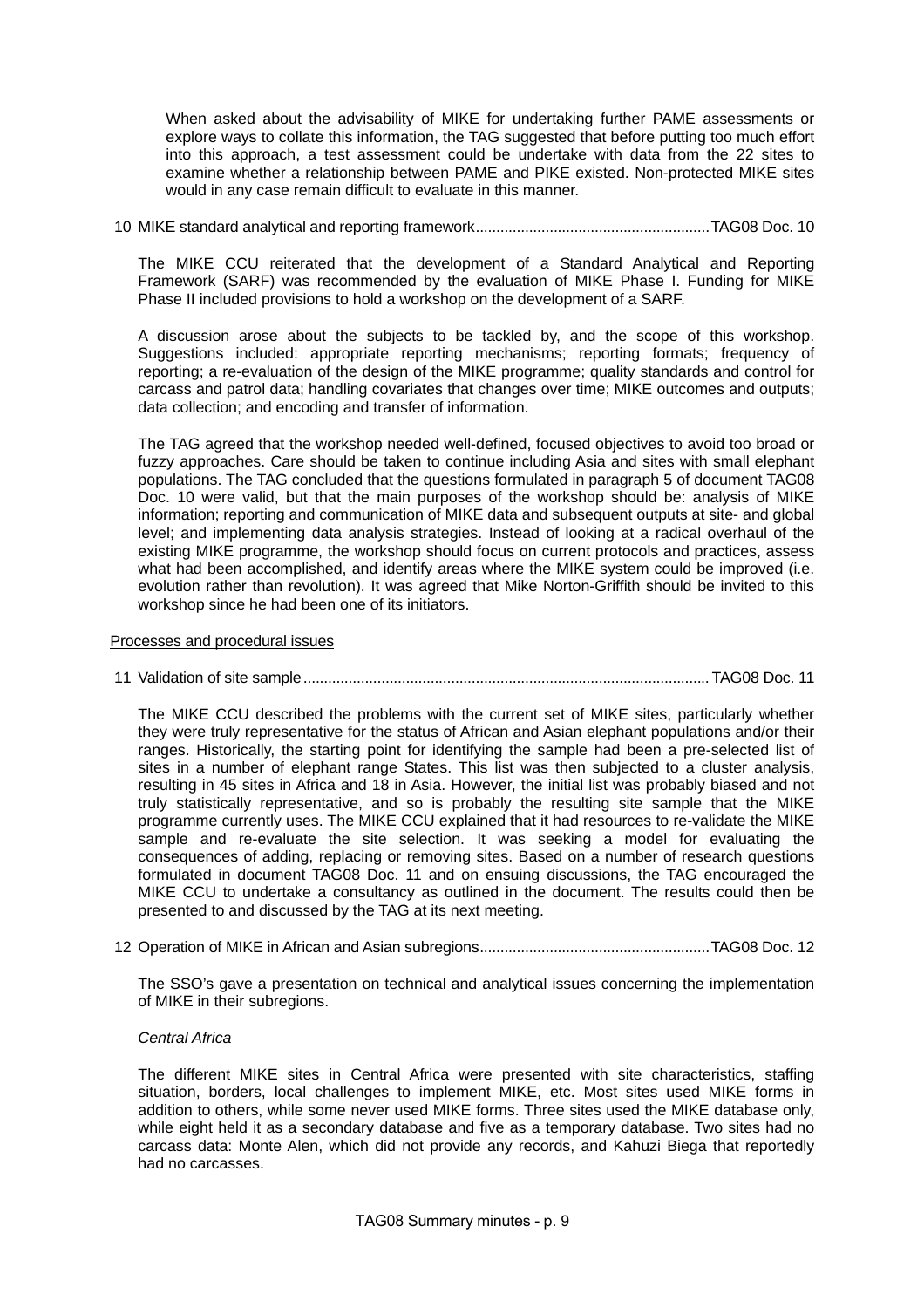When asked about the advisability of MIKE for undertaking further PAME assessments or explore ways to collate this information, the TAG suggested that before putting too much effort into this approach, a test assessment could be undertake with data from the 22 sites to examine whether a relationship between PAME and PIKE existed. Non-protected MIKE sites would in any case remain difficult to evaluate in this manner.

10 MIKE standard analytical and reporting framework........................................................TAG08 Doc. 10

The MIKE CCU reiterated that the development of a Standard Analytical and Reporting Framework (SARF) was recommended by the evaluation of MIKE Phase I. Funding for MIKE Phase II included provisions to hold a workshop on the development of a SARF.

A discussion arose about the subjects to be tackled by, and the scope of this workshop. Suggestions included: appropriate reporting mechanisms; reporting formats; frequency of reporting; a re-evaluation of the design of the MIKE programme; quality standards and control for carcass and patrol data; handling covariates that changes over time; MIKE outcomes and outputs; data collection; and encoding and transfer of information.

The TAG agreed that the workshop needed well-defined, focused objectives to avoid too broad or fuzzy approaches. Care should be taken to continue including Asia and sites with small elephant populations. The TAG concluded that the questions formulated in paragraph 5 of document TAG08 Doc. 10 were valid, but that the main purposes of the workshop should be: analysis of MIKE information; reporting and communication of MIKE data and subsequent outputs at site- and global level; and implementing data analysis strategies. Instead of looking at a radical overhaul of the existing MIKE programme, the workshop should focus on current protocols and practices, assess what had been accomplished, and identify areas where the MIKE system could be improved (i.e. evolution rather than revolution). It was agreed that Mike Norton-Griffith should be invited to this workshop since he had been one of its initiators.

<u>Processes and procedural issues</u>

11 Validation of site sample..................................................................................................TAG08 Doc. 11

The MIKE CCU described the problems with the current set of MIKE sites, particularly whether they were truly representative for the status of African and Asian elephant populations and/or their ranges. Historically, the starting point for identifying the sample had been a pre-selected list of sites in a number of elephant range States. This list was then subjected to a cluster analysis, resulting in 45 sites in Africa and 18 in Asia. However, the initial list was probably biased and not truly statistically representative, and so is probably the resulting site sample that the MIKE programme currently uses. The MIKE CCU explained that it had resources to re-validate the MIKE sample and re-evaluate the site selection. It was seeking a model for evaluating the consequences of adding, replacing or removing sites. Based on a number of research questions formulated in document TAG08 Doc. 11 and on ensuing discussions, the TAG encouraged the MIKE CCU to undertake a consultancy as outlined in the document. The results could then be presented to and discussed by the TAG at its next meeting.

12 Operation of MIKE in African and Asian subregions.......................................................TAG08 Doc. 12

The SSO's gave a presentation on technical and analytical issues concerning the implementation of MIKE in their subregions.

*Central Africa*

The different MIKE sites in Central Africa were presented with site characteristics, staffing situation, borders, local challenges to implement MIKE, etc. Most sites used MIKE forms in addition to others, while some never used MIKE forms. Three sites used the MIKE database only, while eight held it as a secondary database and five as a temporary database. Two sites had no carcass data: Monte Alen, which did not provide any records, and Kahuzi Biega that reportedly had no carcasses.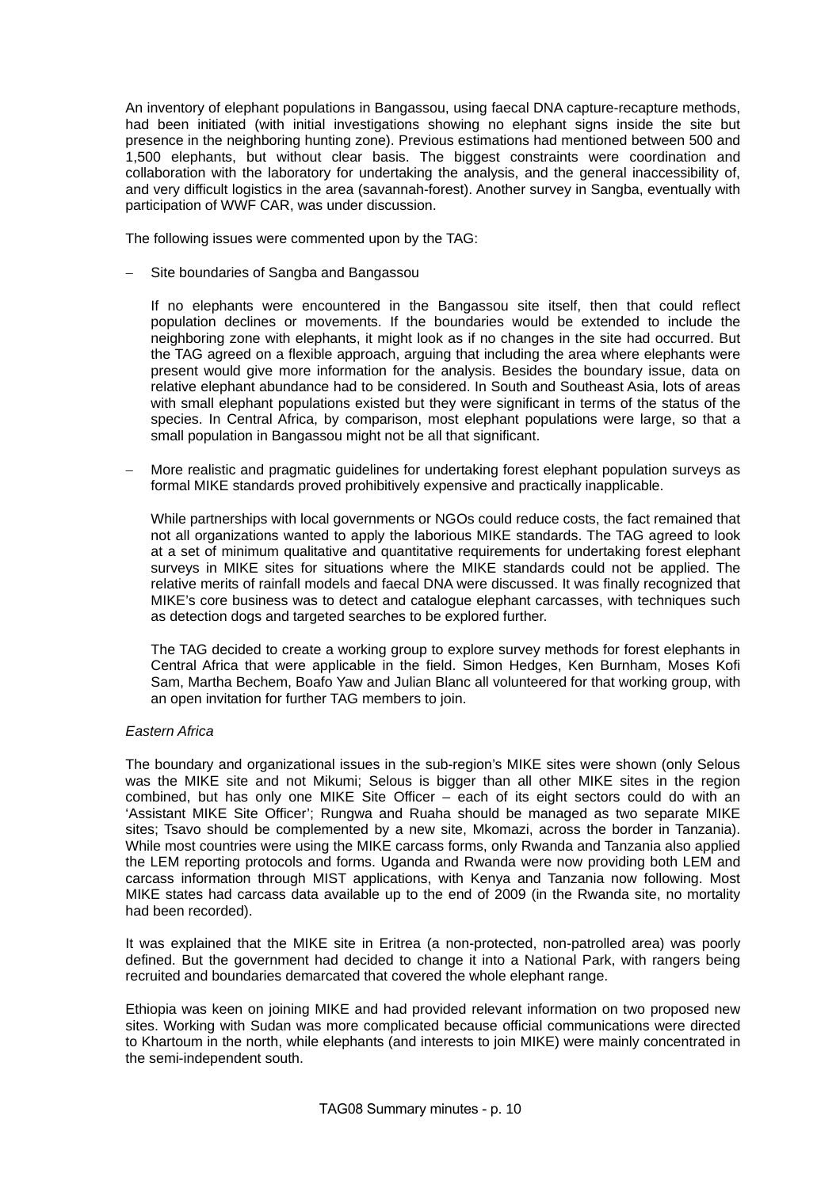An inventory of elephant populations in Bangassou, using faecal DNA capture-recapture methods, had been initiated (with initial investigations showing no elephant signs inside the site but presence in the neighboring hunting zone). Previous estimations had mentioned between 500 and 1,500 elephants, but without clear basis. The biggest constraints were coordination and collaboration with the laboratory for undertaking the analysis, and the general inaccessibility of, and very difficult logistics in the area (savannah-forest). Another survey in Sangba, eventually with participation of WWF CAR, was under discussion.

The following issues were commented upon by the TAG:

- Site boundaries of Sangba and Bangassou

  If no elephants were encountered in the Bangassou site itself, then that could reflect population declines or movements. If the boundaries would be extended to include the neighboring zone with elephants, it might look as if no changes in the site had occurred. But the TAG agreed on a flexible approach, arguing that including the area where elephants were present would give more information for the analysis. Besides the boundary issue, data on relative elephant abundance had to be considered. In South and Southeast Asia, lots of areas with small elephant populations existed but they were significant in terms of the status of the species. In Central Africa, by comparison, most elephant populations were large, so that a small population in Bangassou might not be all that significant.

- More realistic and pragmatic guidelines for undertaking forest elephant population surveys as formal MIKE standards proved prohibitively expensive and practically inapplicable.

  While partnerships with local governments or NGOs could reduce costs, the fact remained that not all organizations wanted to apply the laborious MIKE standards. The TAG agreed to look at a set of minimum qualitative and quantitative requirements for undertaking forest elephant surveys in MIKE sites for situations where the MIKE standards could not be applied. The relative merits of rainfall models and faecal DNA were discussed. It was finally recognized that MIKE's core business was to detect and catalogue elephant carcasses, with techniques such as detection dogs and targeted searches to be explored further.

  The TAG decided to create a working group to explore survey methods for forest elephants in Central Africa that were applicable in the field. Simon Hedges, Ken Burnham, Moses Kofi Sam, Martha Bechem, Boafo Yaw and Julian Blanc all volunteered for that working group, with an open invitation for further TAG members to join.

*Eastern Africa*

The boundary and organizational issues in the sub-region's MIKE sites were shown (only Selous was the MIKE site and not Mikumi; Selous is bigger than all other MIKE sites in the region combined, but has only one MIKE Site Officer – each of its eight sectors could do with an 'Assistant MIKE Site Officer'; Rungwa and Ruaha should be managed as two separate MIKE sites; Tsavo should be complemented by a new site, Mkomazi, across the border in Tanzania). While most countries were using the MIKE carcass forms, only Rwanda and Tanzania also applied the LEM reporting protocols and forms. Uganda and Rwanda were now providing both LEM and carcass information through MIST applications, with Kenya and Tanzania now following. Most MIKE states had carcass data available up to the end of 2009 (in the Rwanda site, no mortality had been recorded).

It was explained that the MIKE site in Eritrea (a non-protected, non-patrolled area) was poorly defined. But the government had decided to change it into a National Park, with rangers being recruited and boundaries demarcated that covered the whole elephant range.

Ethiopia was keen on joining MIKE and had provided relevant information on two proposed new sites. Working with Sudan was more complicated because official communications were directed to Khartoum in the north, while elephants (and interests to join MIKE) were mainly concentrated in the semi-independent south.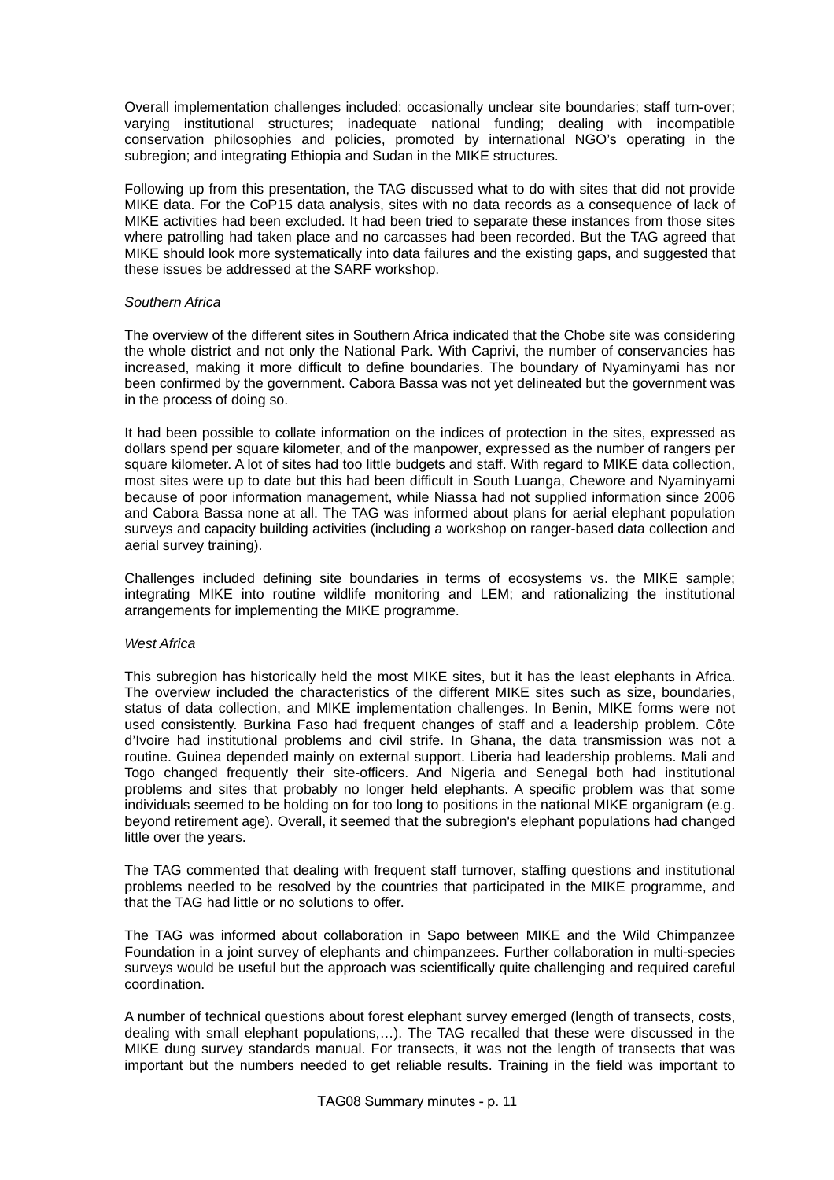Overall implementation challenges included: occasionally unclear site boundaries; staff turn-over; varying institutional structures; inadequate national funding; dealing with incompatible conservation philosophies and policies, promoted by international NGO's operating in the subregion; and integrating Ethiopia and Sudan in the MIKE structures.

Following up from this presentation, the TAG discussed what to do with sites that did not provide MIKE data. For the CoP15 data analysis, sites with no data records as a consequence of lack of MIKE activities had been excluded. It had been tried to separate these instances from those sites where patrolling had taken place and no carcasses had been recorded. But the TAG agreed that MIKE should look more systematically into data failures and the existing gaps, and suggested that these issues be addressed at the SARF workshop.

*Southern Africa*

The overview of the different sites in Southern Africa indicated that the Chobe site was considering the whole district and not only the National Park. With Caprivi, the number of conservancies has increased, making it more difficult to define boundaries. The boundary of Nyaminyami has nor been confirmed by the government. Cabora Bassa was not yet delineated but the government was in the process of doing so.

It had been possible to collate information on the indices of protection in the sites, expressed as dollars spend per square kilometer, and of the manpower, expressed as the number of rangers per square kilometer. A lot of sites had too little budgets and staff. With regard to MIKE data collection, most sites were up to date but this had been difficult in South Luanga, Chewore and Nyaminyami because of poor information management, while Niassa had not supplied information since 2006 and Cabora Bassa none at all. The TAG was informed about plans for aerial elephant population surveys and capacity building activities (including a workshop on ranger-based data collection and aerial survey training).

Challenges included defining site boundaries in terms of ecosystems vs. the MIKE sample; integrating MIKE into routine wildlife monitoring and LEM; and rationalizing the institutional arrangements for implementing the MIKE programme.

*West Africa*

This subregion has historically held the most MIKE sites, but it has the least elephants in Africa. The overview included the characteristics of the different MIKE sites such as size, boundaries, status of data collection, and MIKE implementation challenges. In Benin, MIKE forms were not used consistently. Burkina Faso had frequent changes of staff and a leadership problem. Côte d'Ivoire had institutional problems and civil strife. In Ghana, the data transmission was not a routine. Guinea depended mainly on external support. Liberia had leadership problems. Mali and Togo changed frequently their site-officers. And Nigeria and Senegal both had institutional problems and sites that probably no longer held elephants. A specific problem was that some individuals seemed to be holding on for too long to positions in the national MIKE organigram (e.g. beyond retirement age). Overall, it seemed that the subregion's elephant populations had changed little over the years.

The TAG commented that dealing with frequent staff turnover, staffing questions and institutional problems needed to be resolved by the countries that participated in the MIKE programme, and that the TAG had little or no solutions to offer.

The TAG was informed about collaboration in Sapo between MIKE and the Wild Chimpanzee Foundation in a joint survey of elephants and chimpanzees. Further collaboration in multi-species surveys would be useful but the approach was scientifically quite challenging and required careful coordination.

A number of technical questions about forest elephant survey emerged (length of transects, costs, dealing with small elephant populations,…). The TAG recalled that these were discussed in the MIKE dung survey standards manual. For transects, it was not the length of transects that was important but the numbers needed to get reliable results. Training in the field was important to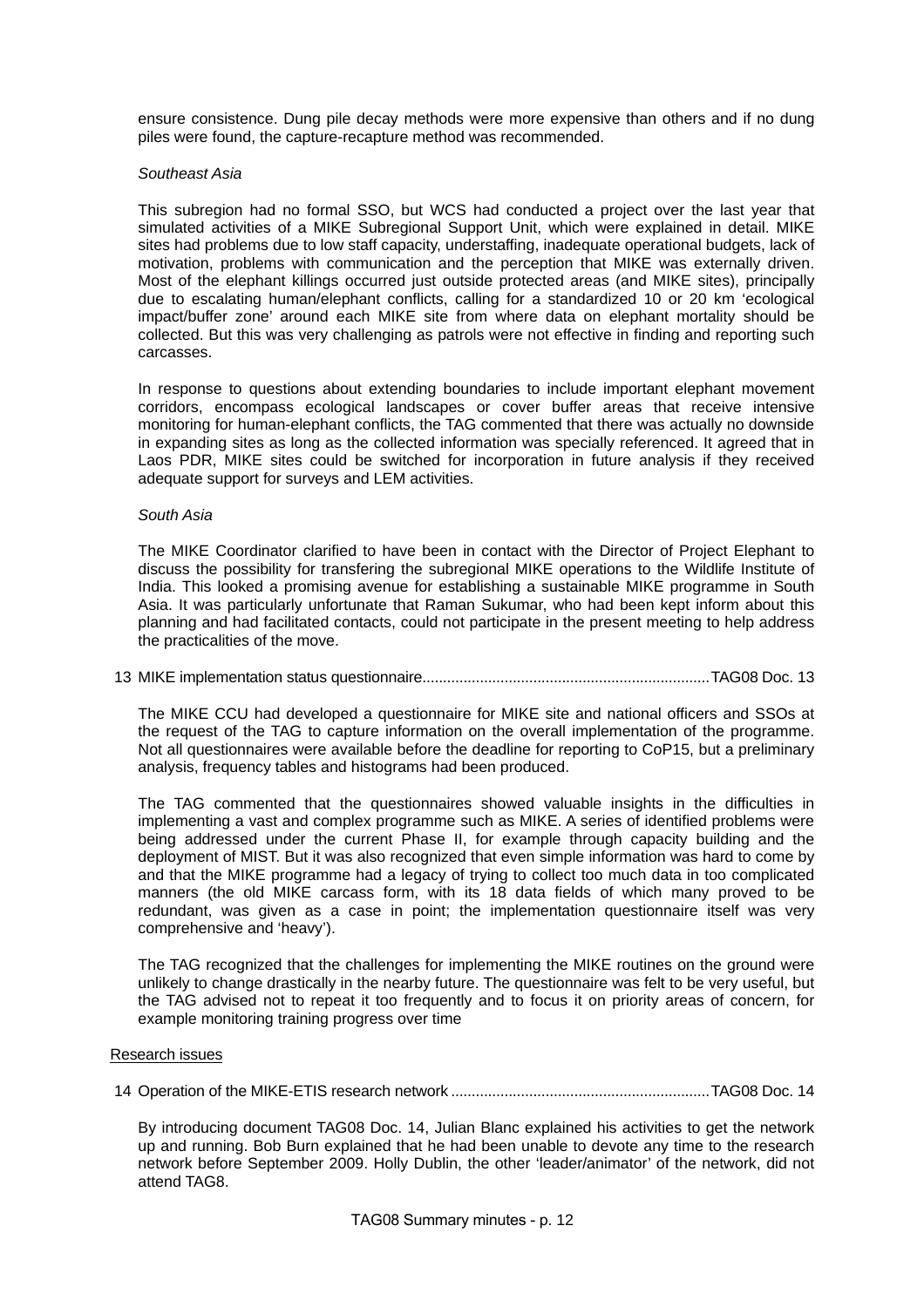ensure consistence. Dung pile decay methods were more expensive than others and if no dung piles were found, the capture-recapture method was recommended.

*Southeast Asia*

This subregion had no formal SSO, but WCS had conducted a project over the last year that simulated activities of a MIKE Subregional Support Unit, which were explained in detail. MIKE sites had problems due to low staff capacity, understaffing, inadequate operational budgets, lack of motivation, problems with communication and the perception that MIKE was externally driven. Most of the elephant killings occurred just outside protected areas (and MIKE sites), principally due to escalating human/elephant conflicts, calling for a standardized 10 or 20 km 'ecological impact/buffer zone' around each MIKE site from where data on elephant mortality should be collected. But this was very challenging as patrols were not effective in finding and reporting such carcasses.

In response to questions about extending boundaries to include important elephant movement corridors, encompass ecological landscapes or cover buffer areas that receive intensive monitoring for human-elephant conflicts, the TAG commented that there was actually no downside in expanding sites as long as the collected information was specially referenced. It agreed that in Laos PDR, MIKE sites could be switched for incorporation in future analysis if they received adequate support for surveys and LEM activities.

*South Asia*

The MIKE Coordinator clarified to have been in contact with the Director of Project Elephant to discuss the possibility for transfering the subregional MIKE operations to the Wildlife Institute of India. This looked a promising avenue for establishing a sustainable MIKE programme in South Asia. It was particularly unfortunate that Raman Sukumar, who had been kept inform about this planning and had facilitated contacts, could not participate in the present meeting to help address the practicalities of the move.

13 MIKE implementation status questionnaire...................................................................... TAG08 Doc. 13

The MIKE CCU had developed a questionnaire for MIKE site and national officers and SSOs at the request of the TAG to capture information on the overall implementation of the programme. Not all questionnaires were available before the deadline for reporting to CoP15, but a preliminary analysis, frequency tables and histograms had been produced.

The TAG commented that the questionnaires showed valuable insights in the difficulties in implementing a vast and complex programme such as MIKE. A series of identified problems were being addressed under the current Phase II, for example through capacity building and the deployment of MIST. But it was also recognized that even simple information was hard to come by and that the MIKE programme had a legacy of trying to collect too much data in too complicated manners (the old MIKE carcass form, with its 18 data fields of which many proved to be redundant, was given as a case in point; the implementation questionnaire itself was very comprehensive and 'heavy').

The TAG recognized that the challenges for implementing the MIKE routines on the ground were unlikely to change drastically in the nearby future. The questionnaire was felt to be very useful, but the TAG advised not to repeat it too frequently and to focus it on priority areas of concern, for example monitoring training progress over time

Research issues

14 Operation of the MIKE-ETIS research network ............................................................... TAG08 Doc. 14

By introducing document TAG08 Doc. 14, Julian Blanc explained his activities to get the network up and running. Bob Burn explained that he had been unable to devote any time to the research network before September 2009. Holly Dublin, the other 'leader/animator' of the network, did not attend TAG8.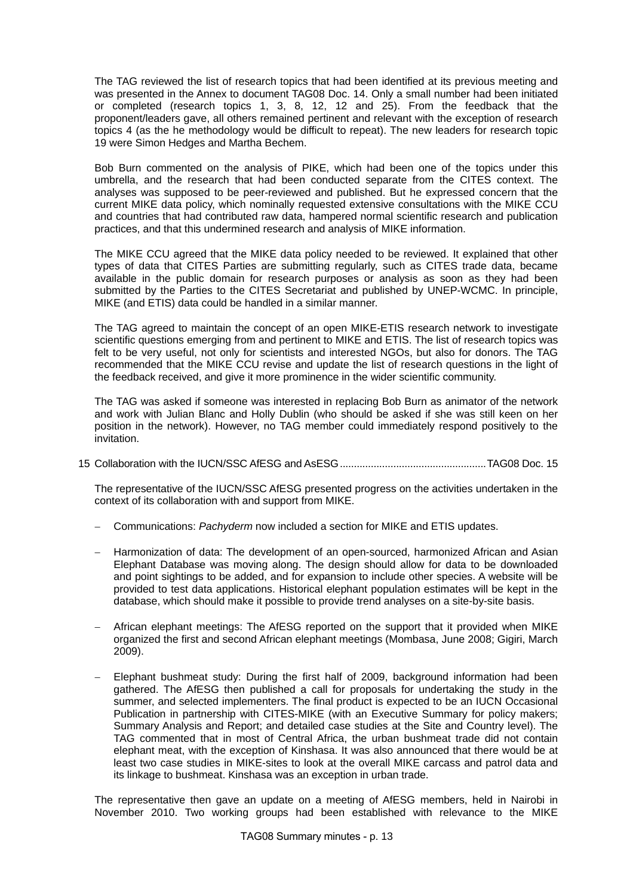The TAG reviewed the list of research topics that had been identified at its previous meeting and was presented in the Annex to document TAG08 Doc. 14. Only a small number had been initiated or completed (research topics 1, 3, 8, 12, 12 and 25). From the feedback that the proponent/leaders gave, all others remained pertinent and relevant with the exception of research topics 4 (as the he methodology would be difficult to repeat). The new leaders for research topic 19 were Simon Hedges and Martha Bechem.

Bob Burn commented on the analysis of PIKE, which had been one of the topics under this umbrella, and the research that had been conducted separate from the CITES context. The analyses was supposed to be peer-reviewed and published. But he expressed concern that the current MIKE data policy, which nominally requested extensive consultations with the MIKE CCU and countries that had contributed raw data, hampered normal scientific research and publication practices, and that this undermined research and analysis of MIKE information.

The MIKE CCU agreed that the MIKE data policy needed to be reviewed. It explained that other types of data that CITES Parties are submitting regularly, such as CITES trade data, became available in the public domain for research purposes or analysis as soon as they had been submitted by the Parties to the CITES Secretariat and published by UNEP-WCMC. In principle, MIKE (and ETIS) data could be handled in a similar manner.

The TAG agreed to maintain the concept of an open MIKE-ETIS research network to investigate scientific questions emerging from and pertinent to MIKE and ETIS. The list of research topics was felt to be very useful, not only for scientists and interested NGOs, but also for donors. The TAG recommended that the MIKE CCU revise and update the list of research questions in the light of the feedback received, and give it more prominence in the wider scientific community.

The TAG was asked if someone was interested in replacing Bob Burn as animator of the network and work with Julian Blanc and Holly Dublin (who should be asked if she was still keen on her position in the network). However, no TAG member could immediately respond positively to the invitation.

15 Collaboration with the IUCN/SSC AfESG and AsESG .................................................. TAG08 Doc. 15

The representative of the IUCN/SSC AfESG presented progress on the activities undertaken in the context of its collaboration with and support from MIKE.

- Communications: *Pachyderm* now included a section for MIKE and ETIS updates.

- Harmonization of data: The development of an open-sourced, harmonized African and Asian Elephant Database was moving along. The design should allow for data to be downloaded and point sightings to be added, and for expansion to include other species. A website will be provided to test data applications. Historical elephant population estimates will be kept in the database, which should make it possible to provide trend analyses on a site-by-site basis.

- African elephant meetings: The AfESG reported on the support that it provided when MIKE organized the first and second African elephant meetings (Mombasa, June 2008; Gigiri, March 2009).

- Elephant bushmeat study: During the first half of 2009, background information had been gathered. The AfESG then published a call for proposals for undertaking the study in the summer, and selected implementers. The final product is expected to be an IUCN Occasional Publication in partnership with CITES-MIKE (with an Executive Summary for policy makers; Summary Analysis and Report; and detailed case studies at the Site and Country level). The TAG commented that in most of Central Africa, the urban bushmeat trade did not contain elephant meat, with the exception of Kinshasa. It was also announced that there would be at least two case studies in MIKE-sites to look at the overall MIKE carcass and patrol data and its linkage to bushmeat. Kinshasa was an exception in urban trade.

The representative then gave an update on a meeting of AfESG members, held in Nairobi in November 2010. Two working groups had been established with relevance to the MIKE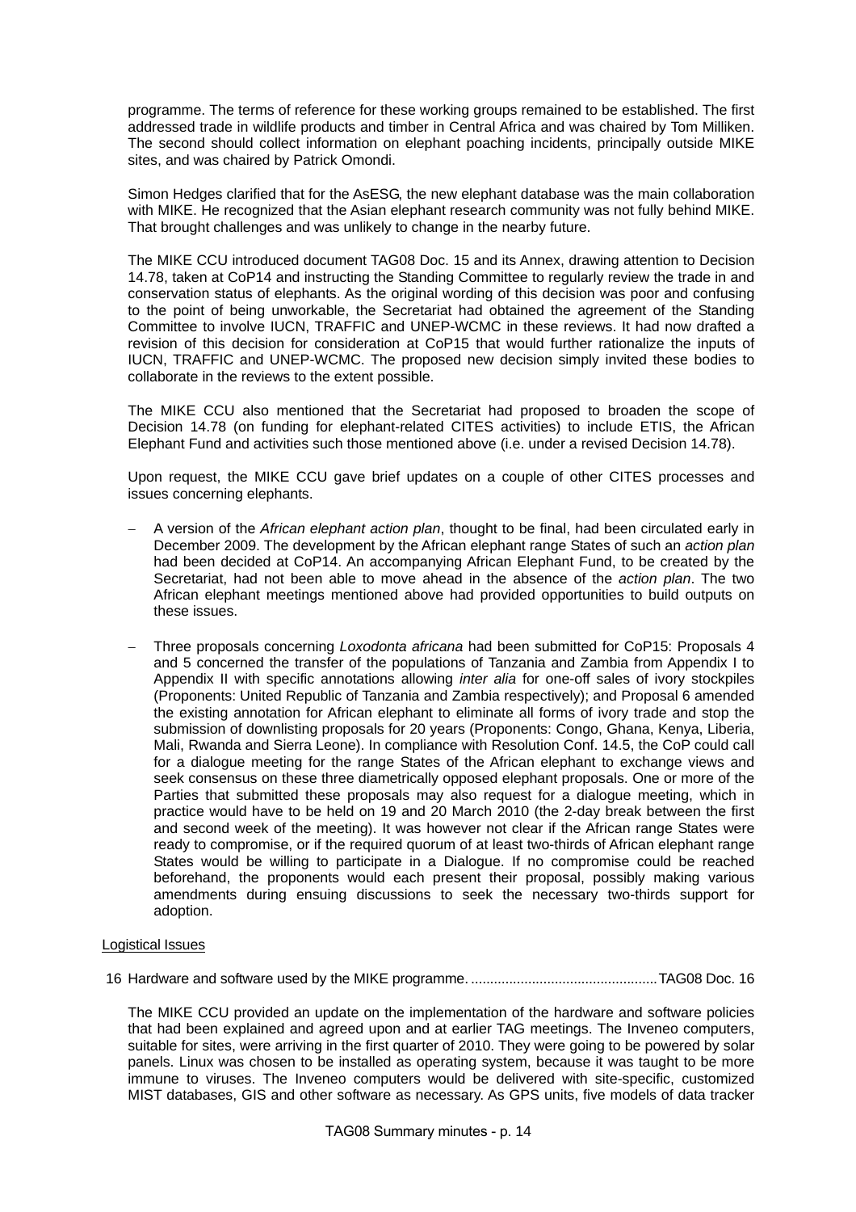programme. The terms of reference for these working groups remained to be established. The first addressed trade in wildlife products and timber in Central Africa and was chaired by Tom Milliken. The second should collect information on elephant poaching incidents, principally outside MIKE sites, and was chaired by Patrick Omondi.

Simon Hedges clarified that for the AsESG, the new elephant database was the main collaboration with MIKE. He recognized that the Asian elephant research community was not fully behind MIKE. That brought challenges and was unlikely to change in the nearby future.

The MIKE CCU introduced document TAG08 Doc. 15 and its Annex, drawing attention to Decision 14.78, taken at CoP14 and instructing the Standing Committee to regularly review the trade in and conservation status of elephants. As the original wording of this decision was poor and confusing to the point of being unworkable, the Secretariat had obtained the agreement of the Standing Committee to involve IUCN, TRAFFIC and UNEP-WCMC in these reviews. It had now drafted a revision of this decision for consideration at CoP15 that would further rationalize the inputs of IUCN, TRAFFIC and UNEP-WCMC. The proposed new decision simply invited these bodies to collaborate in the reviews to the extent possible.

The MIKE CCU also mentioned that the Secretariat had proposed to broaden the scope of Decision 14.78 (on funding for elephant-related CITES activities) to include ETIS, the African Elephant Fund and activities such those mentioned above (i.e. under a revised Decision 14.78).

Upon request, the MIKE CCU gave brief updates on a couple of other CITES processes and issues concerning elephants.

- A version of the *African elephant action plan*, thought to be final, had been circulated early in December 2009. The development by the African elephant range States of such an *action plan* had been decided at CoP14. An accompanying African Elephant Fund, to be created by the Secretariat, had not been able to move ahead in the absence of the *action plan*. The two African elephant meetings mentioned above had provided opportunities to build outputs on these issues.
- Three proposals concerning *Loxodonta africana* had been submitted for CoP15: Proposals 4 and 5 concerned the transfer of the populations of Tanzania and Zambia from Appendix I to Appendix II with specific annotations allowing *inter alia* for one-off sales of ivory stockpiles (Proponents: United Republic of Tanzania and Zambia respectively); and Proposal 6 amended the existing annotation for African elephant to eliminate all forms of ivory trade and stop the submission of downlisting proposals for 20 years (Proponents: Congo, Ghana, Kenya, Liberia, Mali, Rwanda and Sierra Leone). In compliance with Resolution Conf. 14.5, the CoP could call for a dialogue meeting for the range States of the African elephant to exchange views and seek consensus on these three diametrically opposed elephant proposals. One or more of the Parties that submitted these proposals may also request for a dialogue meeting, which in practice would have to be held on 19 and 20 March 2010 (the 2-day break between the first and second week of the meeting). It was however not clear if the African range States were ready to compromise, or if the required quorum of at least two-thirds of African elephant range States would be willing to participate in a Dialogue. If no compromise could be reached beforehand, the proponents would each present their proposal, possibly making various amendments during ensuing discussions to seek the necessary two-thirds support for adoption.

<u>Logistical Issues</u>

16 Hardware and software used by the MIKE programme. ................................................TAG08 Doc. 16

The MIKE CCU provided an update on the implementation of the hardware and software policies that had been explained and agreed upon and at earlier TAG meetings. The Inveneo computers, suitable for sites, were arriving in the first quarter of 2010. They were going to be powered by solar panels. Linux was chosen to be installed as operating system, because it was taught to be more immune to viruses. The Inveneo computers would be delivered with site-specific, customized MIST databases, GIS and other software as necessary. As GPS units, five models of data tracker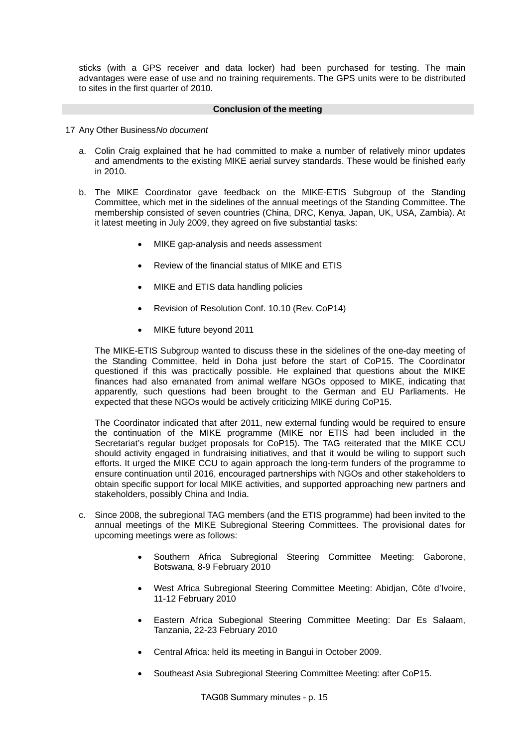sticks (with a GPS receiver and data locker) had been purchased for testing. The main advantages were ease of use and no training requirements. The GPS units were to be distributed to sites in the first quarter of 2010.

## Conclusion of the meeting

17 Any Other Business *No document*

a. Colin Craig explained that he had committed to make a number of relatively minor updates and amendments to the existing MIKE aerial survey standards. These would be finished early in 2010.

b. The MIKE Coordinator gave feedback on the MIKE-ETIS Subgroup of the Standing Committee, which met in the sidelines of the annual meetings of the Standing Committee. The membership consisted of seven countries (China, DRC, Kenya, Japan, UK, USA, Zambia). At it latest meeting in July 2009, they agreed on five substantial tasks:

   - MIKE gap-analysis and needs assessment
   - Review of the financial status of MIKE and ETIS
   - MIKE and ETIS data handling policies
   - Revision of Resolution Conf. 10.10 (Rev. CoP14)
   - MIKE future beyond 2011

   The MIKE-ETIS Subgroup wanted to discuss these in the sidelines of the one-day meeting of the Standing Committee, held in Doha just before the start of CoP15. The Coordinator questioned if this was practically possible. He explained that questions about the MIKE finances had also emanated from animal welfare NGOs opposed to MIKE, indicating that apparently, such questions had been brought to the German and EU Parliaments. He expected that these NGOs would be actively criticizing MIKE during CoP15.

   The Coordinator indicated that after 2011, new external funding would be required to ensure the continuation of the MIKE programme (MIKE nor ETIS had been included in the Secretariat's regular budget proposals for CoP15). The TAG reiterated that the MIKE CCU should activity engaged in fundraising initiatives, and that it would be wiling to support such efforts. It urged the MIKE CCU to again approach the long-term funders of the programme to ensure continuation until 2016, encouraged partnerships with NGOs and other stakeholders to obtain specific support for local MIKE activities, and supported approaching new partners and stakeholders, possibly China and India.

c. Since 2008, the subregional TAG members (and the ETIS programme) had been invited to the annual meetings of the MIKE Subregional Steering Committees. The provisional dates for upcoming meetings were as follows:

   - Southern Africa Subregional Steering Committee Meeting: Gaborone, Botswana, 8-9 February 2010
   - West Africa Subregional Steering Committee Meeting: Abidjan, Côte d'Ivoire, 11-12 February 2010
   - Eastern Africa Subegional Steering Committee Meeting: Dar Es Salaam, Tanzania, 22-23 February 2010
   - Central Africa: held its meeting in Bangui in October 2009.
   - Southeast Asia Subregional Steering Committee Meeting: after CoP15.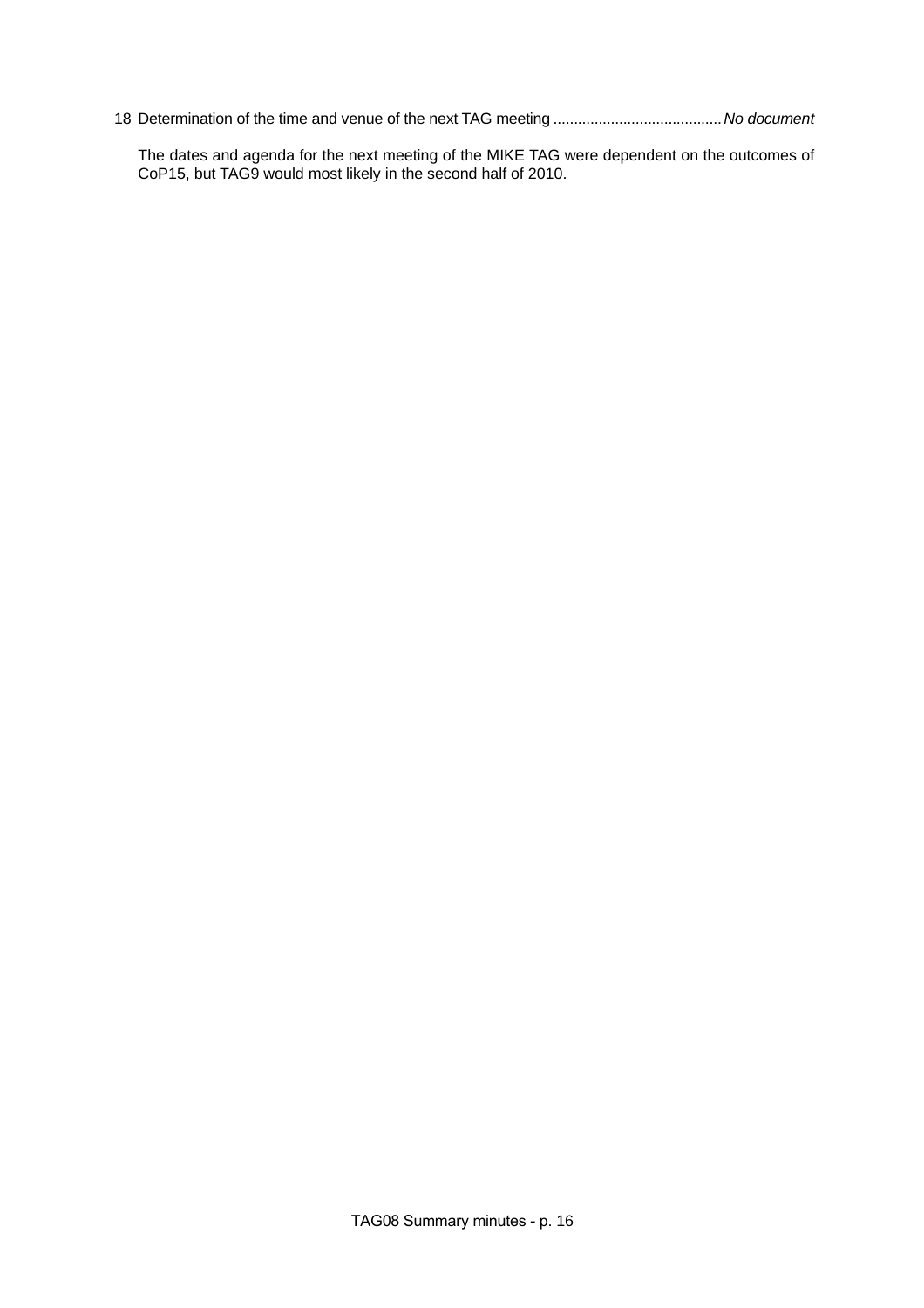18 Determination of the time and venue of the next TAG meeting ......................................... *No document*

The dates and agenda for the next meeting of the MIKE TAG were dependent on the outcomes of CoP15, but TAG9 would most likely in the second half of 2010.